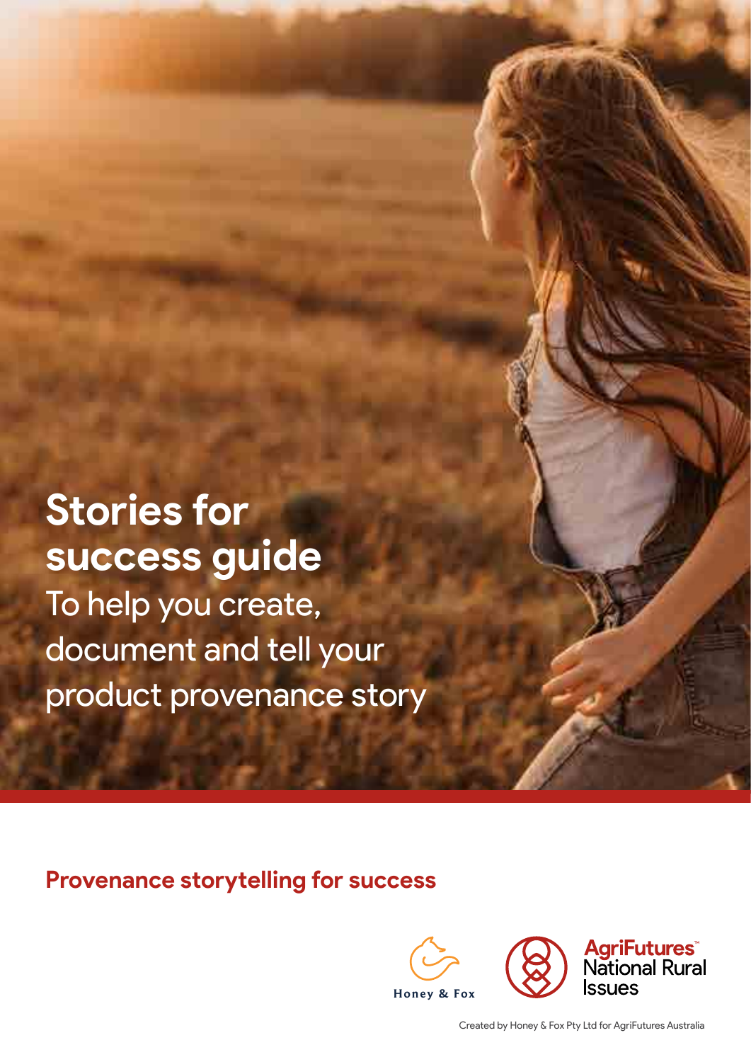# Stories for success guide

To help you create, document and tell your product provenance story

**Provenance storytelling for success**

Honey & Fox

AgriFutures™ National Rural Issues

Created by Honey & Fox Pty Ltd for AgriFutures Australia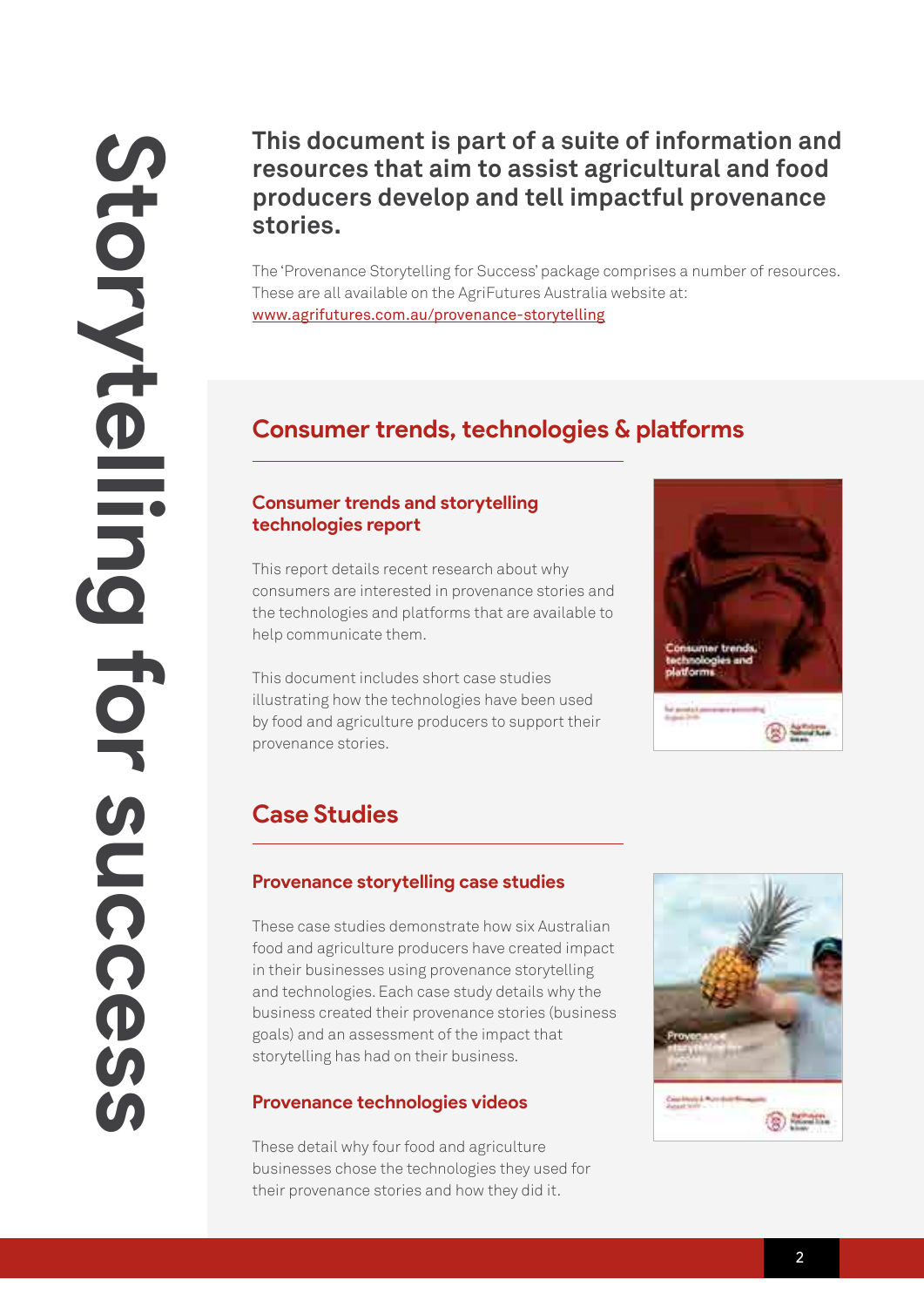# Storytelling for success

**This document is part of a suite of information and resources that aim to assist agricultural and food producers develop and tell impactful provenance stories.**

The 'Provenance Storytelling for Success' package comprises a number of resources. These are all available on the AgriFutures Australia website at: www.agrifutures.com.au/provenance-storytelling

## Consumer trends, technologies & platforms

### Consumer trends and storytelling technologies report

This report details recent research about why consumers are interested in provenance stories and the technologies and platforms that are available to help communicate them.

This document includes short case studies illustrating how the technologies have been used by food and agriculture producers to support their provenance stories.

## Case Studies

### Provenance storytelling case studies

These case studies demonstrate how six Australian food and agriculture producers have created impact in their businesses using provenance storytelling and technologies. Each case study details why the business created their provenance stories (business goals) and an assessment of the impact that storytelling has had on their business.

### Provenance technologies videos

These detail why four food and agriculture businesses chose the technologies they used for their provenance stories and how they did it.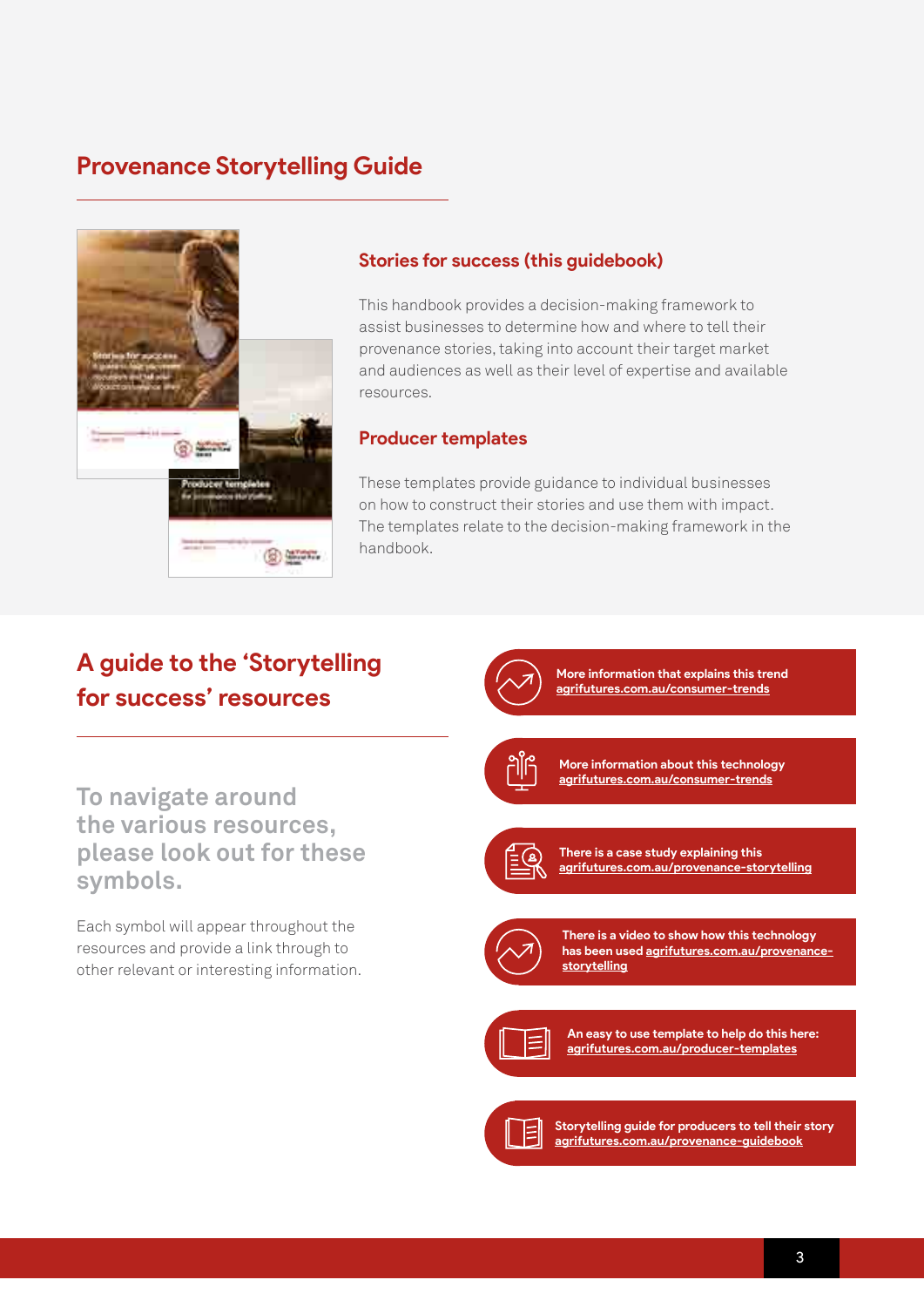## Provenance Storytelling Guide

### Stories for success (this guidebook)

This handbook provides a decision-making framework to assist businesses to determine how and where to tell their provenance stories, taking into account their target market and audiences as well as their level of expertise and available resources.

### Producer templates

These templates provide guidance to individual businesses on how to construct their stories and use them with impact. The templates relate to the decision-making framework in the handbook.

## A guide to the 'Storytelling for success' resources

**To navigate around the various resources, please look out for these symbols.**

Each symbol will appear throughout the resources and provide a link through to other relevant or interesting information.

- **More information that explains this trend** agrifutures.com.au/consumer-trends
- **More information about this technology** agrifutures.com.au/consumer-trends
- **There is a case study explaining this** agrifutures.com.au/provenance-storytelling
- **There is a video to show how this technology has been used** agrifutures.com.au/provenance-storytelling
- **An easy to use template to help do this here:** agrifutures.com.au/producer-templates
- **Storytelling guide for producers to tell their story** agrifutures.com.au/provenance-guidebook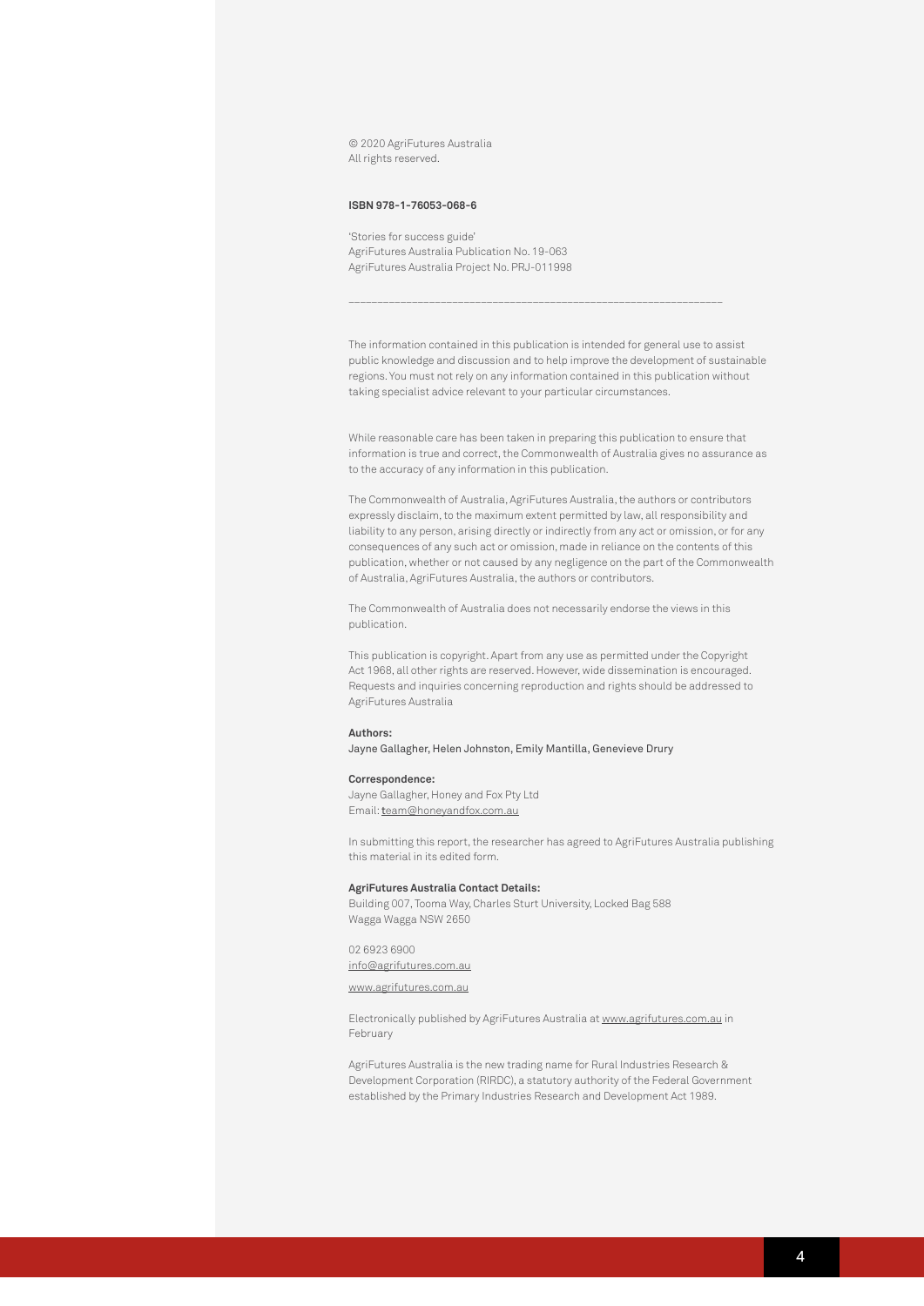© 2020 AgriFutures Australia
All rights reserved.

**ISBN 978-1-76053-068-6**

'Stories for success guide'
AgriFutures Australia Publication No. 19-063
AgriFutures Australia Project No. PRJ-011998

---

The information contained in this publication is intended for general use to assist public knowledge and discussion and to help improve the development of sustainable regions. You must not rely on any information contained in this publication without taking specialist advice relevant to your particular circumstances.

While reasonable care has been taken in preparing this publication to ensure that information is true and correct, the Commonwealth of Australia gives no assurance as to the accuracy of any information in this publication.

The Commonwealth of Australia, AgriFutures Australia, the authors or contributors expressly disclaim, to the maximum extent permitted by law, all responsibility and liability to any person, arising directly or indirectly from any act or omission, or for any consequences of any such act or omission, made in reliance on the contents of this publication, whether or not caused by any negligence on the part of the Commonwealth of Australia, AgriFutures Australia, the authors or contributors.

The Commonwealth of Australia does not necessarily endorse the views in this publication.

This publication is copyright. Apart from any use as permitted under the Copyright Act 1968, all other rights are reserved. However, wide dissemination is encouraged. Requests and inquiries concerning reproduction and rights should be addressed to AgriFutures Australia

**Authors:**
Jayne Gallagher, Helen Johnston, Emily Mantilla, Genevieve Drury

**Correspondence:**
Jayne Gallagher, Honey and Fox Pty Ltd
Email: team@honeyandfox.com.au

In submitting this report, the researcher has agreed to AgriFutures Australia publishing this material in its edited form.

**AgriFutures Australia Contact Details:**
Building 007, Tooma Way, Charles Sturt University, Locked Bag 588
Wagga Wagga NSW 2650

02 6923 6900
info@agrifutures.com.au

www.agrifutures.com.au

Electronically published by AgriFutures Australia at www.agrifutures.com.au in February

AgriFutures Australia is the new trading name for Rural Industries Research & Development Corporation (RIRDC), a statutory authority of the Federal Government established by the Primary Industries Research and Development Act 1989.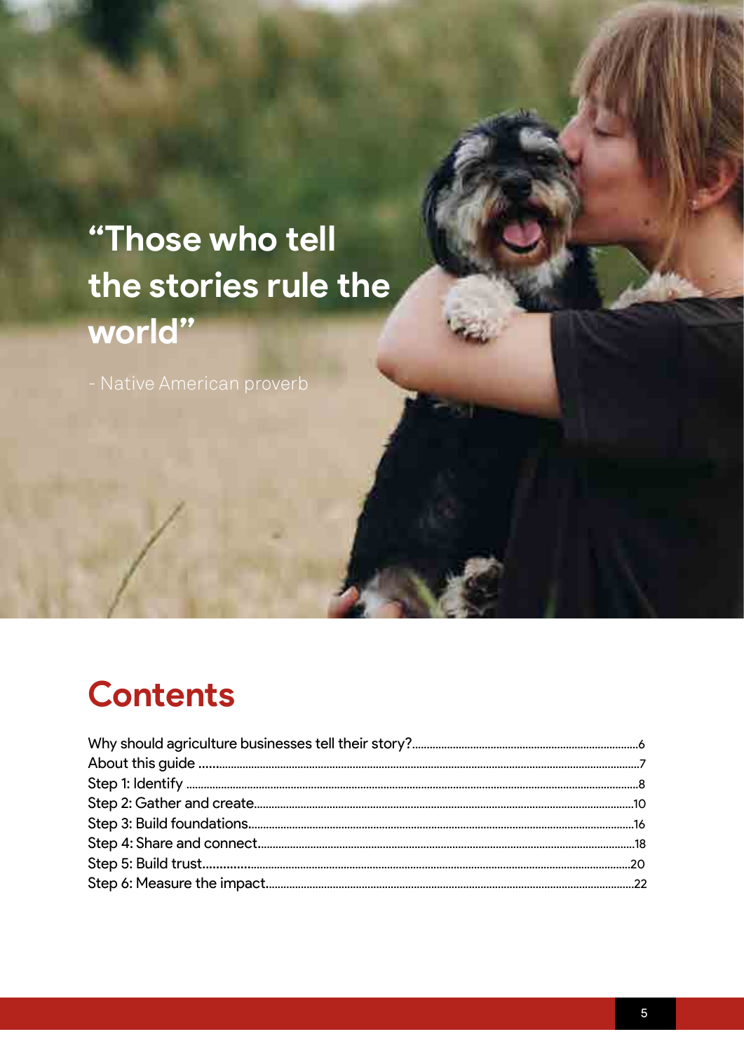> **"Those who tell the stories rule the world"**
>
> \- Native American proverb

## Contents

Why should agriculture businesses tell their story?......6
About this guide......7
Step 1: Identify......8
Step 2: Gather and create......10
Step 3: Build foundations......16
Step 4: Share and connect......18
Step 5: Build trust......20
Step 6: Measure the impact......22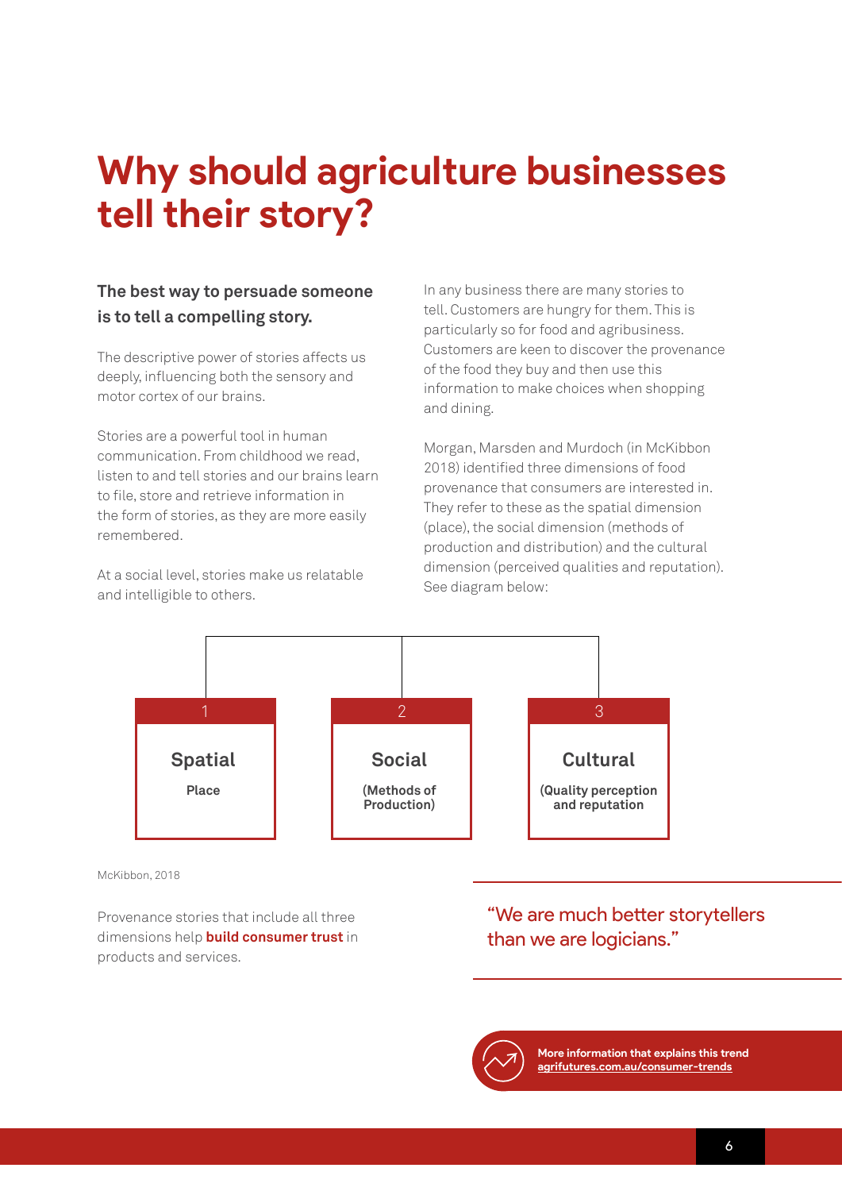# Why should agriculture businesses tell their story?

**The best way to persuade someone is to tell a compelling story.**

The descriptive power of stories affects us deeply, influencing both the sensory and motor cortex of our brains.

Stories are a powerful tool in human communication. From childhood we read, listen to and tell stories and our brains learn to file, store and retrieve information in the form of stories, as they are more easily remembered.

At a social level, stories make us relatable and intelligible to others.

In any business there are many stories to tell. Customers are hungry for them. This is particularly so for food and agribusiness. Customers are keen to discover the provenance of the food they buy and then use this information to make choices when shopping and dining.

Morgan, Marsden and Murdoch (in McKibbon 2018) identified three dimensions of food provenance that consumers are interested in. They refer to these as the spatial dimension (place), the social dimension (methods of production and distribution) and the cultural dimension (perceived qualities and reputation). See diagram below:

| 1 | 2 | 3 |
|---|---|---|
| **Spatial** | **Social** | **Cultural** |
| **Place** | **(Methods of Production)** | **(Quality perception and reputation)** |

McKibbon, 2018

Provenance stories that include all three dimensions help **build consumer trust** in products and services.

> "We are much better storytellers than we are logicians."

**More information that explains this trend**
**agrifutures.com.au/consumer-trends**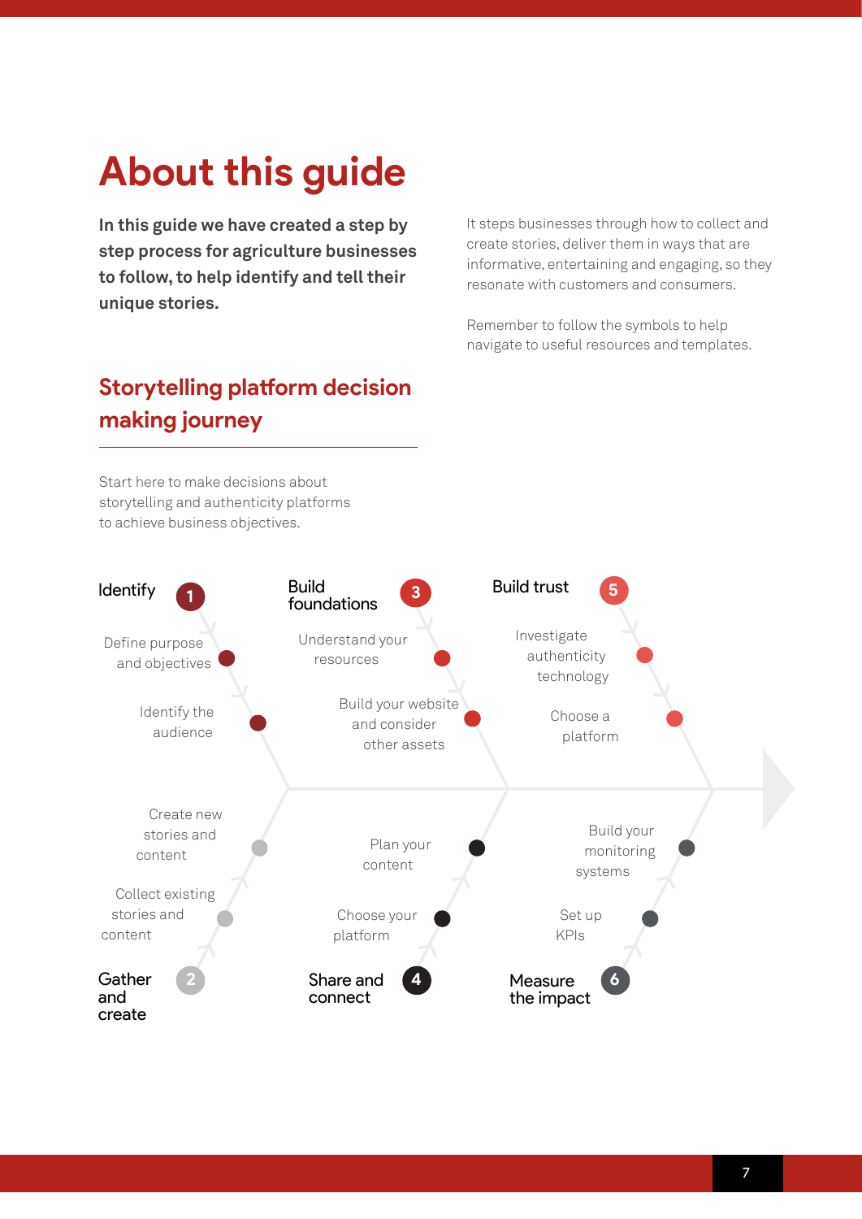# About this guide

**In this guide we have created a step by step process for agriculture businesses to follow, to help identify and tell their unique stories.**

It steps businesses through how to collect and create stories, deliver them in ways that are informative, entertaining and engaging, so they resonate with customers and consumers.

Remember to follow the symbols to help navigate to useful resources and templates.

## Storytelling platform decision making journey

Start here to make decisions about storytelling and authenticity platforms to achieve business objectives.

**1 Identify**
- Define purpose and objectives
- Identify the audience

**2 Gather and create**
- Create new stories and content
- Collect existing stories and content

**3 Build foundations**
- Understand your resources
- Build your website and consider other assets

**4 Share and connect**
- Plan your content
- Choose your platform

**5 Build trust**
- Investigate authenticity technology
- Choose a platform

**6 Measure the impact**
- Build your monitoring systems
- Set up KPIs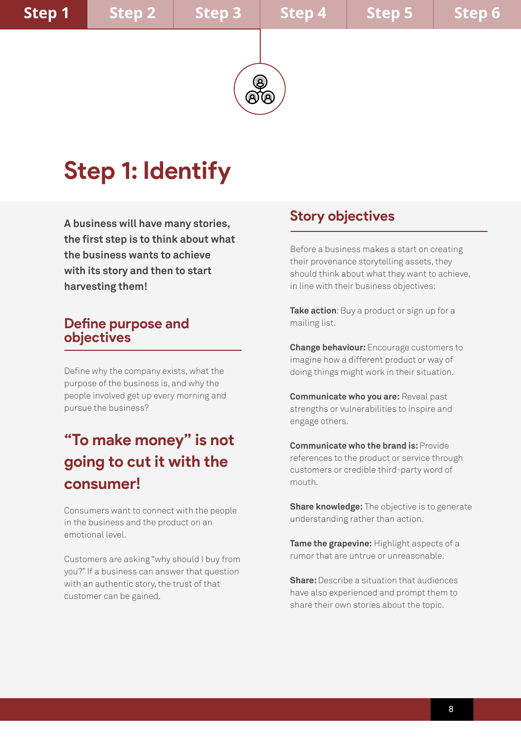# Step 1: Identify

**A business will have many stories, the first step is to think about what the business wants to achieve with its story and then to start harvesting them!**

## Define purpose and objectives

Define why the company exists, what the purpose of the business is, and why the people involved get up every morning and pursue the business?

## "To make money" is not going to cut it with the consumer!

Consumers want to connect with the people in the business and the product on an emotional level.

Customers are asking "why should I buy from you?" If a business can answer that question with an authentic story, the trust of that customer can be gained.

## Story objectives

Before a business makes a start on creating their provenance storytelling assets, they should think about what they want to achieve, in line with their business objectives:

**Take action**: Buy a product or sign up for a mailing list.

**Change behaviour:** Encourage customers to imagine how a different product or way of doing things might work in their situation.

**Communicate who you are:** Reveal past strengths or vulnerabilities to inspire and engage others.

**Communicate who the brand is:** Provide references to the product or service through customers or credible third-party word of mouth.

**Share knowledge:** The objective is to generate understanding rather than action.

**Tame the grapevine:** Highlight aspects of a rumor that are untrue or unreasonable.

**Share:** Describe a situation that audiences have also experienced and prompt them to share their own stories about the topic.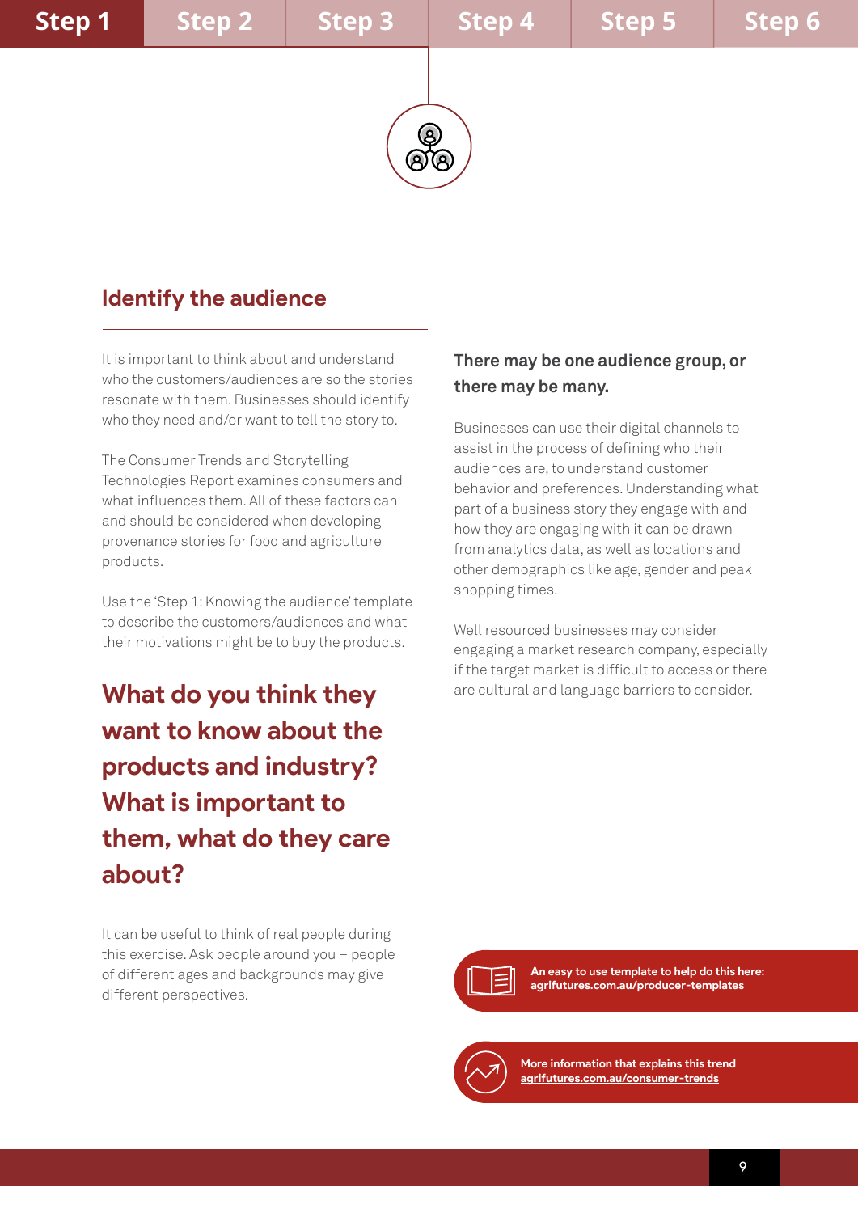Step 1 | Step 2 | Step 3 | Step 4 | Step 5 | Step 6

## Identify the audience

It is important to think about and understand who the customers/audiences are so the stories resonate with them. Businesses should identify who they need and/or want to tell the story to.

The Consumer Trends and Storytelling Technologies Report examines consumers and what influences them. All of these factors can and should be considered when developing provenance stories for food and agriculture products.

Use the 'Step 1: Knowing the audience' template to describe the customers/audiences and what their motivations might be to buy the products.

### What do you think they want to know about the products and industry? What is important to them, what do they care about?

It can be useful to think of real people during this exercise. Ask people around you – people of different ages and backgrounds may give different perspectives.

**There may be one audience group, or there may be many.**

Businesses can use their digital channels to assist in the process of defining who their audiences are, to understand customer behavior and preferences. Understanding what part of a business story they engage with and how they are engaging with it can be drawn from analytics data, as well as locations and other demographics like age, gender and peak shopping times.

Well resourced businesses may consider engaging a market research company, especially if the target market is difficult to access or there are cultural and language barriers to consider.

**An easy to use template to help do this here:**
agrifutures.com.au/producer-templates

**More information that explains this trend**
agrifutures.com.au/consumer-trends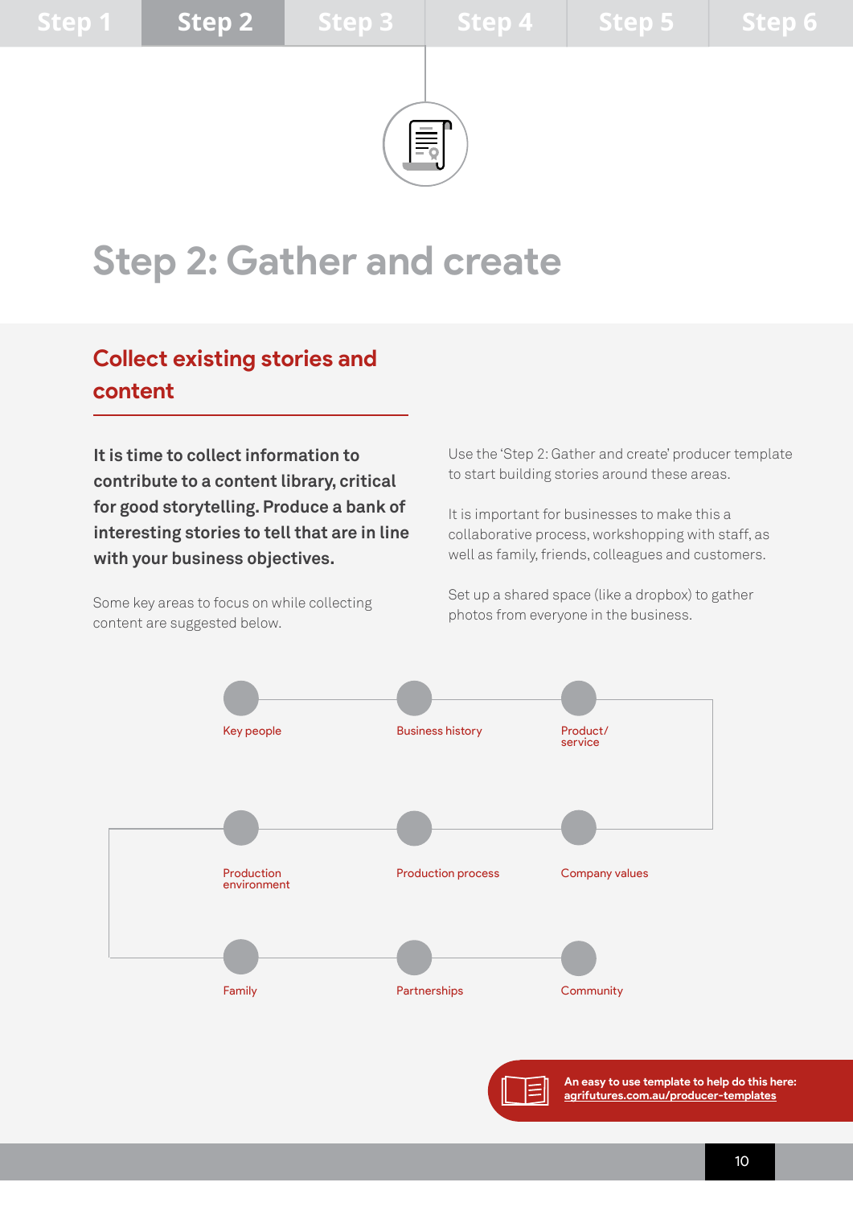# Step 2: Gather and create

## Collect existing stories and content

**It is time to collect information to contribute to a content library, critical for good storytelling. Produce a bank of interesting stories to tell that are in line with your business objectives.**

Some key areas to focus on while collecting content are suggested below.

Use the 'Step 2: Gather and create' producer template to start building stories around these areas.

It is important for businesses to make this a collaborative process, workshopping with staff, as well as family, friends, colleagues and customers.

Set up a shared space (like a dropbox) to gather photos from everyone in the business.

- Key people
- Business history
- Product/service
- Company values
- Production process
- Production environment
- Family
- Partnerships
- Community

An easy to use template to help do this here: agrifutures.com.au/producer-templates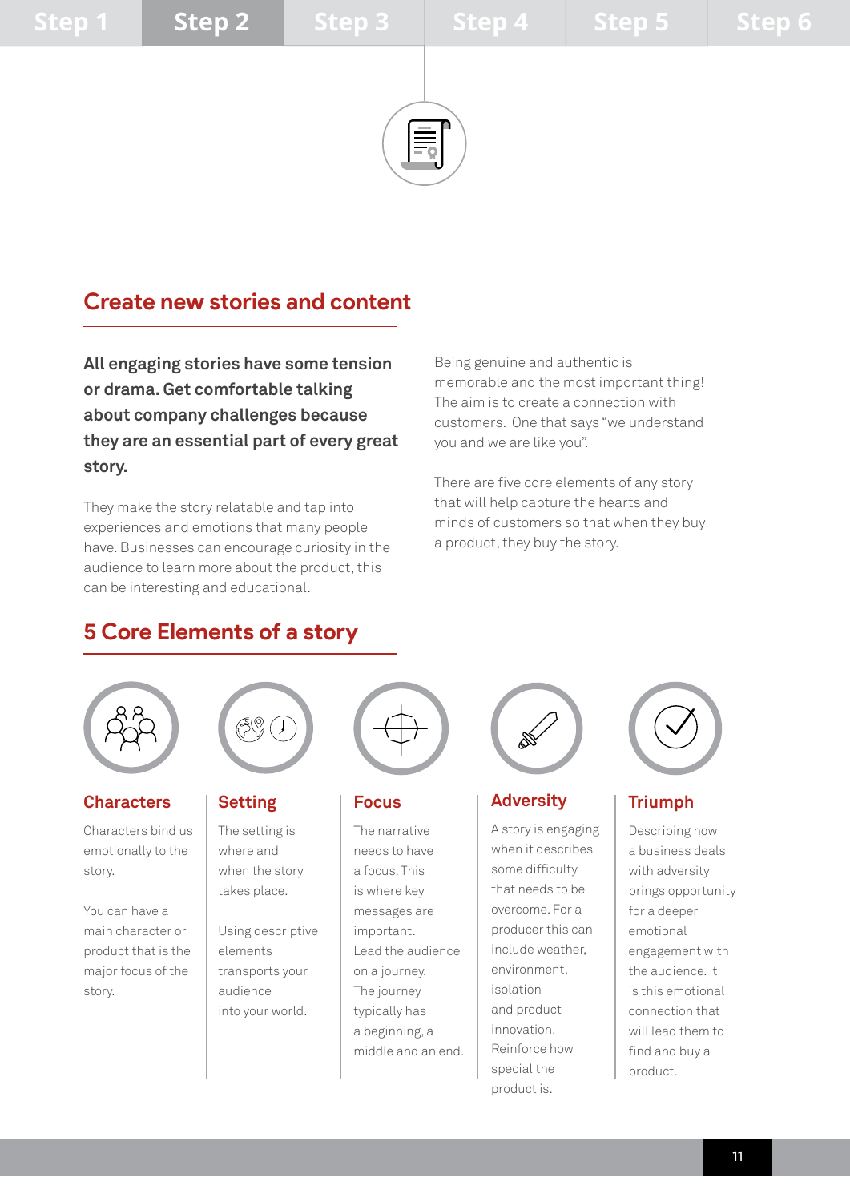Step 1 | Step 2 | Step 3 | Step 4 | Step 5 | Step 6

## Create new stories and content

**All engaging stories have some tension or drama. Get comfortable talking about company challenges because they are an essential part of every great story.**

They make the story relatable and tap into experiences and emotions that many people have. Businesses can encourage curiosity in the audience to learn more about the product, this can be interesting and educational.

Being genuine and authentic is memorable and the most important thing! The aim is to create a connection with customers. One that says "we understand you and we are like you".

There are five core elements of any story that will help capture the hearts and minds of customers so that when they buy a product, they buy the story.

## 5 Core Elements of a story

### Characters

Characters bind us emotionally to the story.

You can have a main character or product that is the major focus of the story.

### Setting

The setting is where and when the story takes place.

Using descriptive elements transports your audience into your world.

### Focus

The narrative needs to have a focus. This is where key messages are important. Lead the audience on a journey. The journey typically has a beginning, a middle and an end.

### Adversity

A story is engaging when it describes some difficulty that needs to be overcome. For a producer this can include weather, environment, isolation and product innovation. Reinforce how special the product is.

### Triumph

Describing how a business deals with adversity brings opportunity for a deeper emotional engagement with the audience. It is this emotional connection that will lead them to find and buy a product.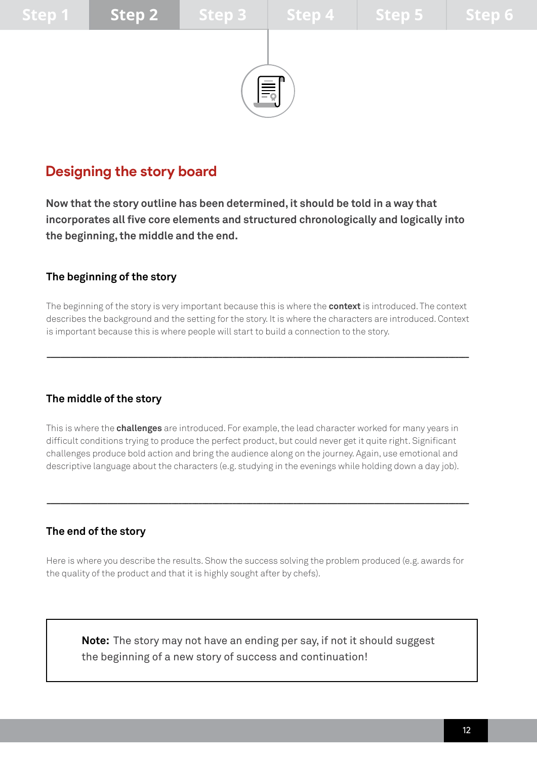Step 1 | Step 2 | Step 3 | Step 4 | Step 5 | Step 6

## Designing the story board

**Now that the story outline has been determined, it should be told in a way that incorporates all five core elements and structured chronologically and logically into the beginning, the middle and the end.**

### The beginning of the story

The beginning of the story is very important because this is where the **context** is introduced. The context describes the background and the setting for the story. It is where the characters are introduced. Context is important because this is where people will start to build a connection to the story.

---

### The middle of the story

This is where the **challenges** are introduced. For example, the lead character worked for many years in difficult conditions trying to produce the perfect product, but could never get it quite right. Significant challenges produce bold action and bring the audience along on the journey. Again, use emotional and descriptive language about the characters (e.g. studying in the evenings while holding down a day job).

---

### The end of the story

Here is where you describe the results. Show the success solving the problem produced (e.g. awards for the quality of the product and that it is highly sought after by chefs).

> **Note:** The story may not have an ending per say, if not it should suggest the beginning of a new story of success and continuation!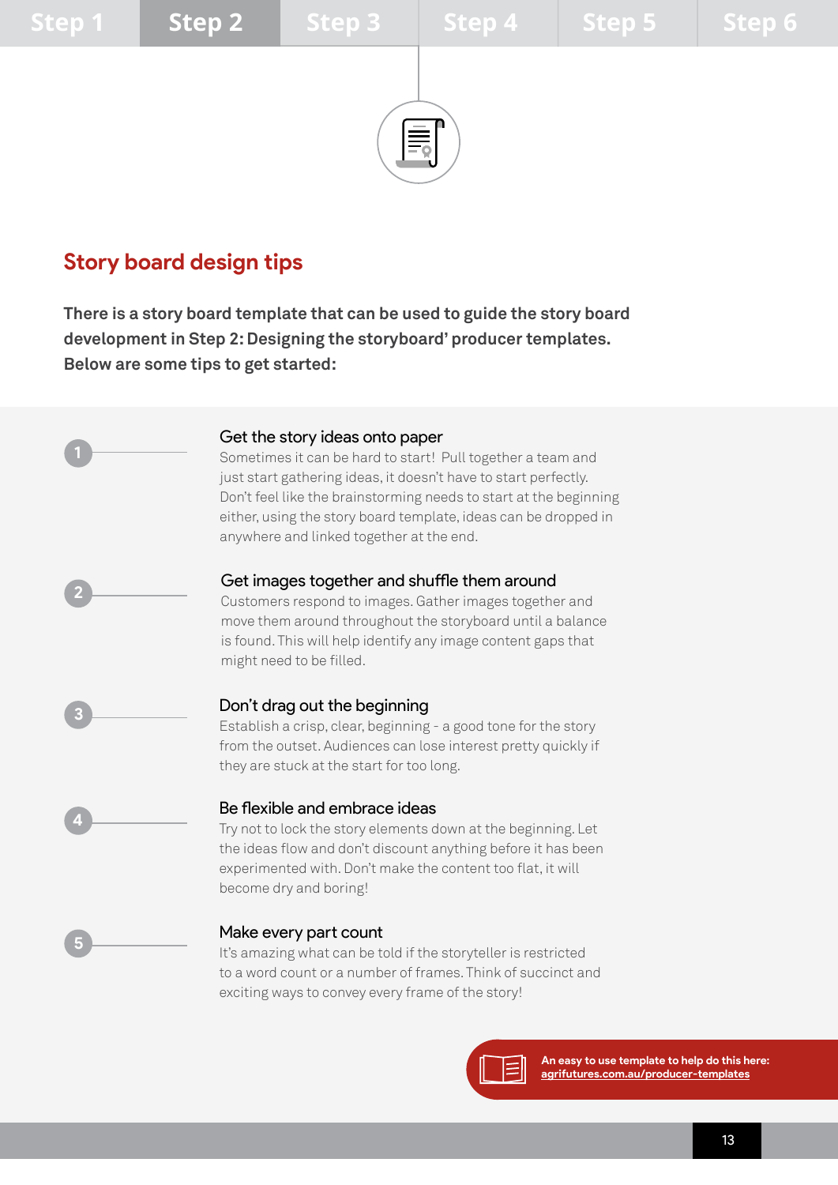## Story board design tips

**There is a story board template that can be used to guide the story board development in Step 2: Designing the storyboard' producer templates. Below are some tips to get started:**

1. **Get the story ideas onto paper**
   Sometimes it can be hard to start! Pull together a team and just start gathering ideas, it doesn't have to start perfectly. Don't feel like the brainstorming needs to start at the beginning either, using the story board template, ideas can be dropped in anywhere and linked together at the end.

2. **Get images together and shuffle them around**
   Customers respond to images. Gather images together and move them around throughout the storyboard until a balance is found. This will help identify any image content gaps that might need to be filled.

3. **Don't drag out the beginning**
   Establish a crisp, clear, beginning - a good tone for the story from the outset. Audiences can lose interest pretty quickly if they are stuck at the start for too long.

4. **Be flexible and embrace ideas**
   Try not to lock the story elements down at the beginning. Let the ideas flow and don't discount anything before it has been experimented with. Don't make the content too flat, it will become dry and boring!

5. **Make every part count**
   It's amazing what can be told if the storyteller is restricted to a word count or a number of frames. Think of succinct and exciting ways to convey every frame of the story!

**An easy to use template to help do this here:** agrifutures.com.au/producer-templates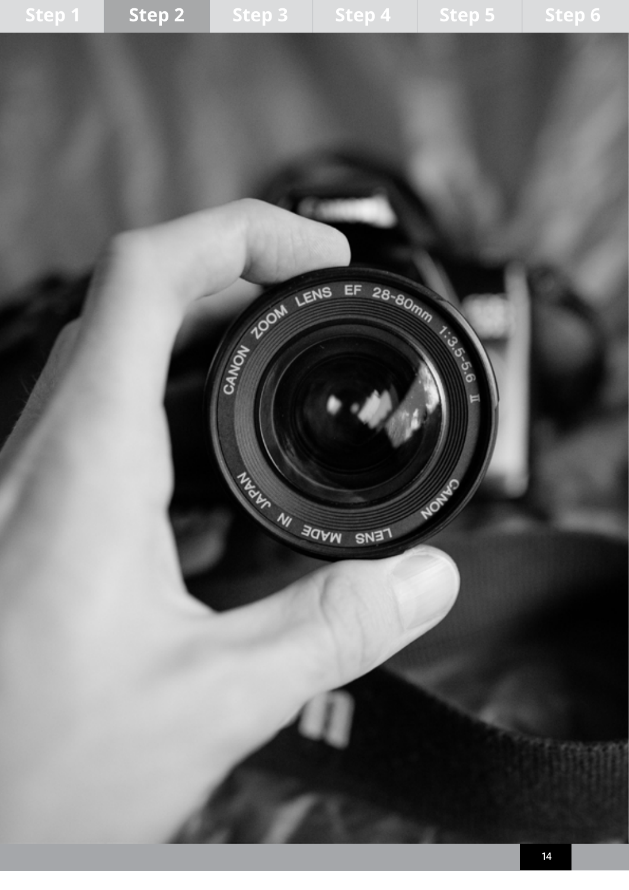Step 1 | Step 2 | Step 3 | Step 4 | Step 5 | Step 6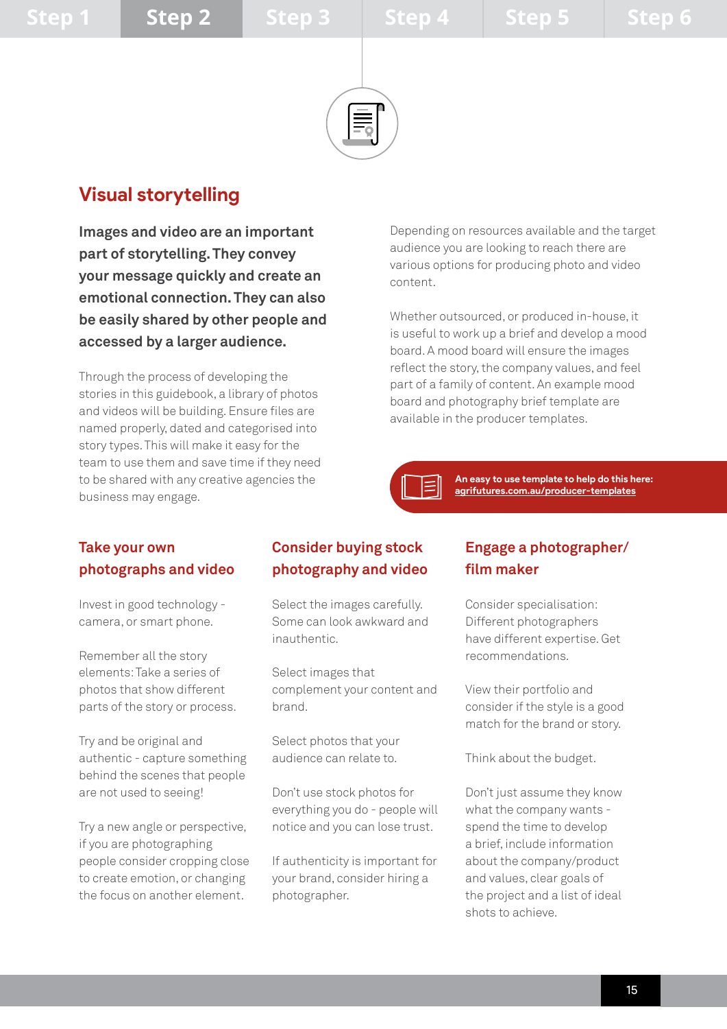## Visual storytelling

**Images and video are an important part of storytelling. They convey your message quickly and create an emotional connection. They can also be easily shared by other people and accessed by a larger audience.**

Through the process of developing the stories in this guidebook, a library of photos and videos will be building. Ensure files are named properly, dated and categorised into story types. This will make it easy for the team to use them and save time if they need to be shared with any creative agencies the business may engage.

Depending on resources available and the target audience you are looking to reach there are various options for producing photo and video content.

Whether outsourced, or produced in-house, it is useful to work up a brief and develop a mood board. A mood board will ensure the images reflect the story, the company values, and feel part of a family of content. An example mood board and photography brief template are available in the producer templates.

**An easy to use template to help do this here:** **agrifutures.com.au/producer-templates**

### Take your own photographs and video

Invest in good technology - camera, or smart phone.

Remember all the story elements: Take a series of photos that show different parts of the story or process.

Try and be original and authentic - capture something behind the scenes that people are not used to seeing!

Try a new angle or perspective, if you are photographing people consider cropping close to create emotion, or changing the focus on another element.

### Consider buying stock photography and video

Select the images carefully. Some can look awkward and inauthentic.

Select images that complement your content and brand.

Select photos that your audience can relate to.

Don't use stock photos for everything you do - people will notice and you can lose trust.

If authenticity is important for your brand, consider hiring a photographer.

### Engage a photographer/ film maker

Consider specialisation: Different photographers have different expertise. Get recommendations.

View their portfolio and consider if the style is a good match for the brand or story.

Think about the budget.

Don't just assume they know what the company wants - spend the time to develop a brief, include information about the company/product and values, clear goals of the project and a list of ideal shots to achieve.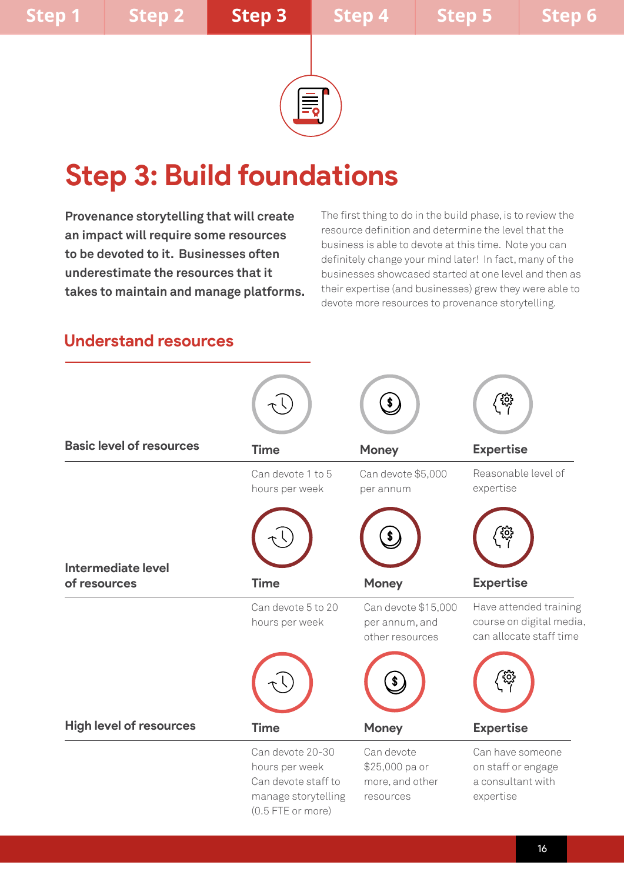Step 1 | Step 2 | Step 3 | Step 4 | Step 5 | Step 6

# Step 3: Build foundations

**Provenance storytelling that will create an impact will require some resources to be devoted to it. Businesses often underestimate the resources that it takes to maintain and manage platforms.**

The first thing to do in the build phase, is to review the resource definition and determine the level that the business is able to devote at this time. Note you can definitely change your mind later! In fact, many of the businesses showcased started at one level and then as their expertise (and businesses) grew they were able to devote more resources to provenance storytelling.

## Understand resources

| | Time | Money | Expertise |
|---|---|---|---|
| **Basic level of resources** | Can devote 1 to 5 hours per week | Can devote $5,000 per annum | Reasonable level of expertise |
| **Intermediate level of resources** | Can devote 5 to 20 hours per week | Can devote $15,000 per annum, and other resources | Have attended training course on digital media, can allocate staff time |
| **High level of resources** | Can devote 20-30 hours per week Can devote staff to manage storytelling (0.5 FTE or more) | Can devote $25,000 pa or more, and other resources | Can have someone on staff or engage a consultant with expertise |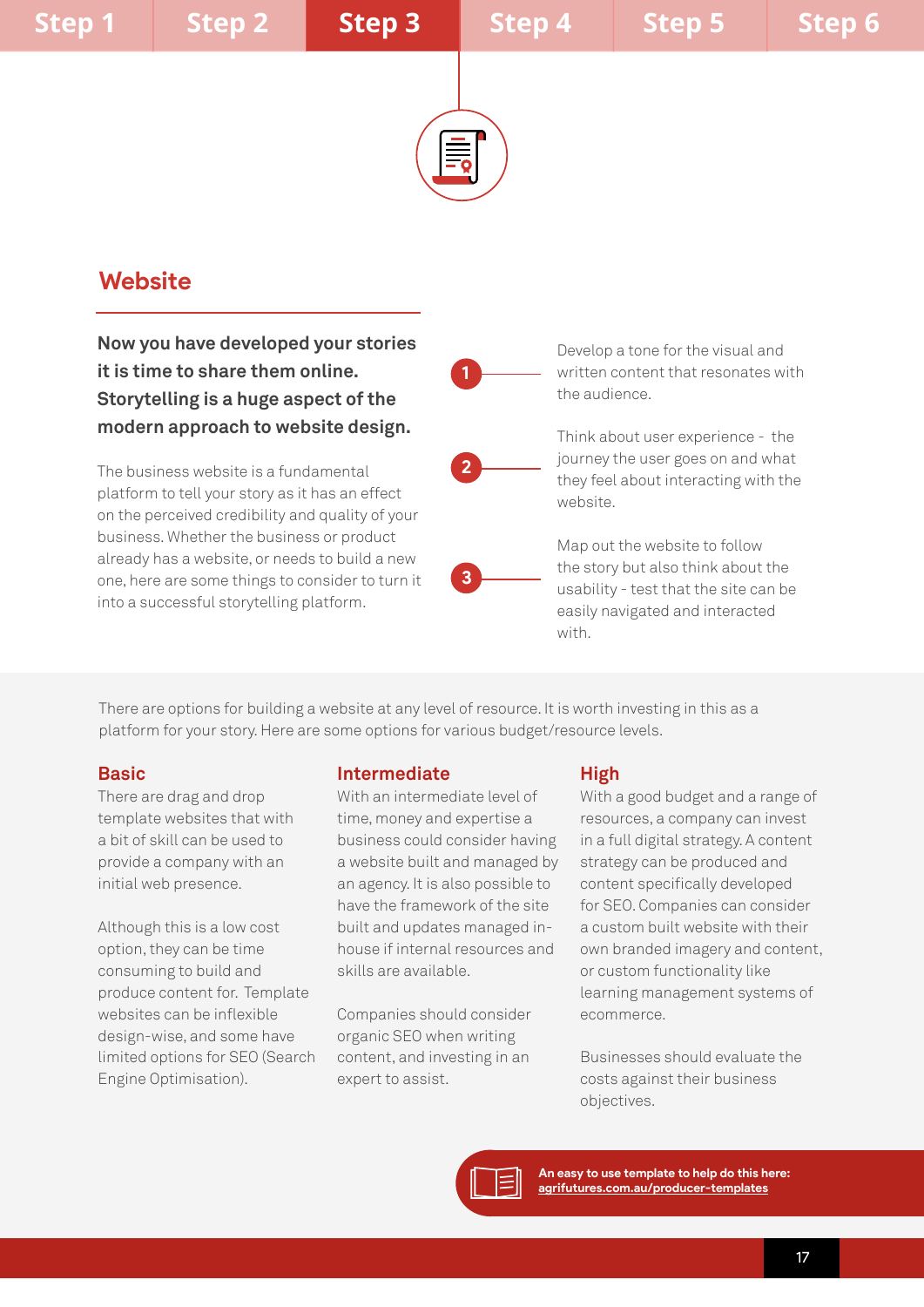Step 1 | Step 2 | **Step 3** | Step 4 | Step 5 | Step 6

## Website

**Now you have developed your stories it is time to share them online. Storytelling is a huge aspect of the modern approach to website design.**

The business website is a fundamental platform to tell your story as it has an effect on the perceived credibility and quality of your business. Whether the business or product already has a website, or needs to build a new one, here are some things to consider to turn it into a successful storytelling platform.

1. Develop a tone for the visual and written content that resonates with the audience.
2. Think about user experience - the journey the user goes on and what they feel about interacting with the website.
3. Map out the website to follow the story but also think about the usability - test that the site can be easily navigated and interacted with.

There are options for building a website at any level of resource. It is worth investing in this as a platform for your story. Here are some options for various budget/resource levels.

### Basic

There are drag and drop template websites that with a bit of skill can be used to provide a company with an initial web presence.

Although this is a low cost option, they can be time consuming to build and produce content for. Template websites can be inflexible design-wise, and some have limited options for SEO (Search Engine Optimisation).

### Intermediate

With an intermediate level of time, money and expertise a business could consider having a website built and managed by an agency. It is also possible to have the framework of the site built and updates managed in-house if internal resources and skills are available.

Companies should consider organic SEO when writing content, and investing in an expert to assist.

### High

With a good budget and a range of resources, a company can invest in a full digital strategy. A content strategy can be produced and content specifically developed for SEO. Companies can consider a custom built website with their own branded imagery and content, or custom functionality like learning management systems of ecommerce.

Businesses should evaluate the costs against their business objectives.

**An easy to use template to help do this here: agrifutures.com.au/producer-templates**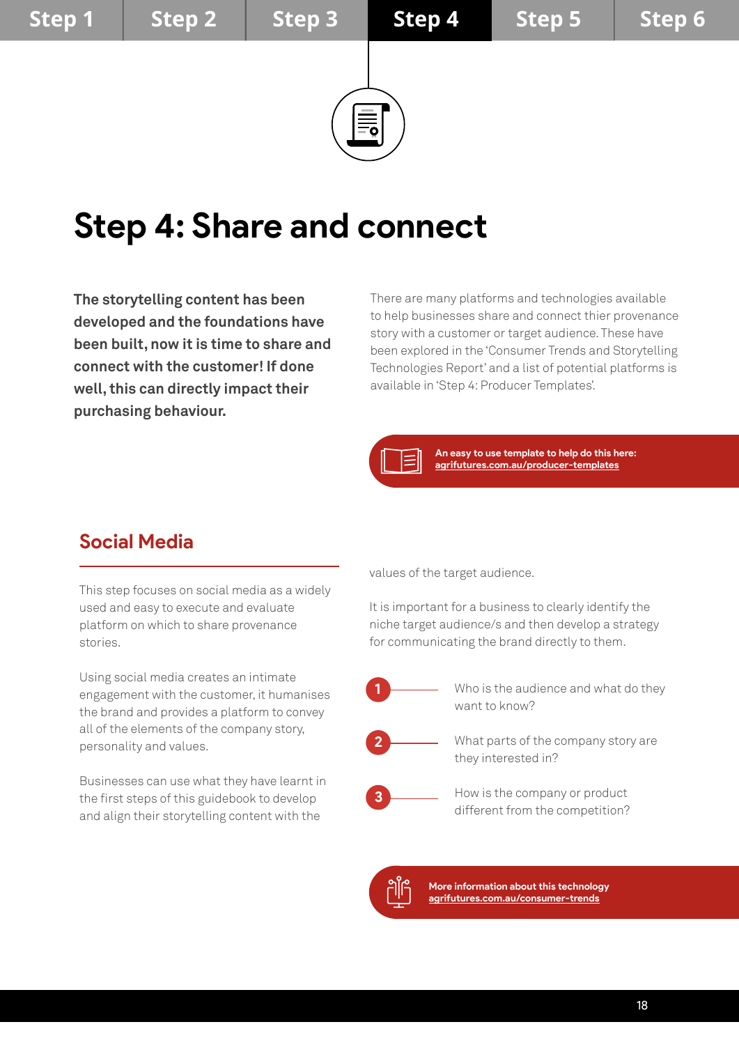Step 1 | Step 2 | Step 3 | **Step 4** | Step 5 | Step 6

# Step 4: Share and connect

**The storytelling content has been developed and the foundations have been built, now it is time to share and connect with the customer! If done well, this can directly impact their purchasing behaviour.**

There are many platforms and technologies available to help businesses share and connect thier provenance story with a customer or target audience. These have been explored in the 'Consumer Trends and Storytelling Technologies Report' and a list of potential platforms is available in 'Step 4: Producer Templates'.

**An easy to use template to help do this here:**
**agrifutures.com.au/producer-templates**

## Social Media

This step focuses on social media as a widely used and easy to execute and evaluate platform on which to share provenance stories.

Using social media creates an intimate engagement with the customer, it humanises the brand and provides a platform to convey all of the elements of the company story, personality and values.

Businesses can use what they have learnt in the first steps of this guidebook to develop and align their storytelling content with the values of the target audience.

It is important for a business to clearly identify the niche target audience/s and then develop a strategy for communicating the brand directly to them.

1. Who is the audience and what do they want to know?
2. What parts of the company story are they interested in?
3. How is the company or product different from the competition?

**More information about this technology**
**agrifutures.com.au/consumer-trends**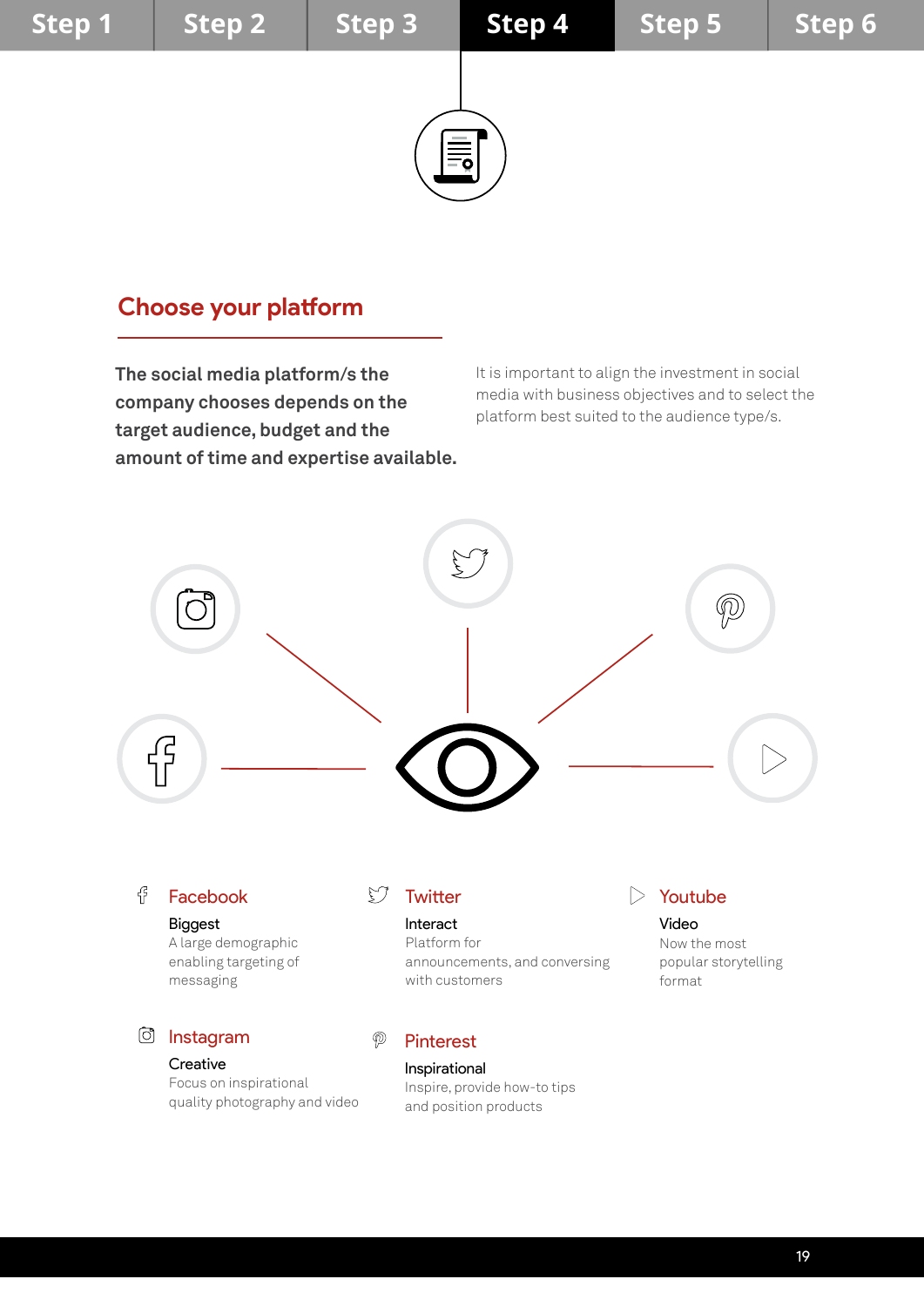Step 1 | Step 2 | Step 3 | **Step 4** | Step 5 | Step 6

## Choose your platform

**The social media platform/s the company chooses depends on the target audience, budget and the amount of time and expertise available.**

It is important to align the investment in social media with business objectives and to select the platform best suited to the audience type/s.

### Facebook

Biggest

A large demographic enabling targeting of messaging

### Twitter

Interact

Platform for announcements, and conversing with customers

### Youtube

Video

Now the most popular storytelling format

### Instagram

Creative

Focus on inspirational quality photography and video

### Pinterest

Inspirational

Inspire, provide how-to tips and position products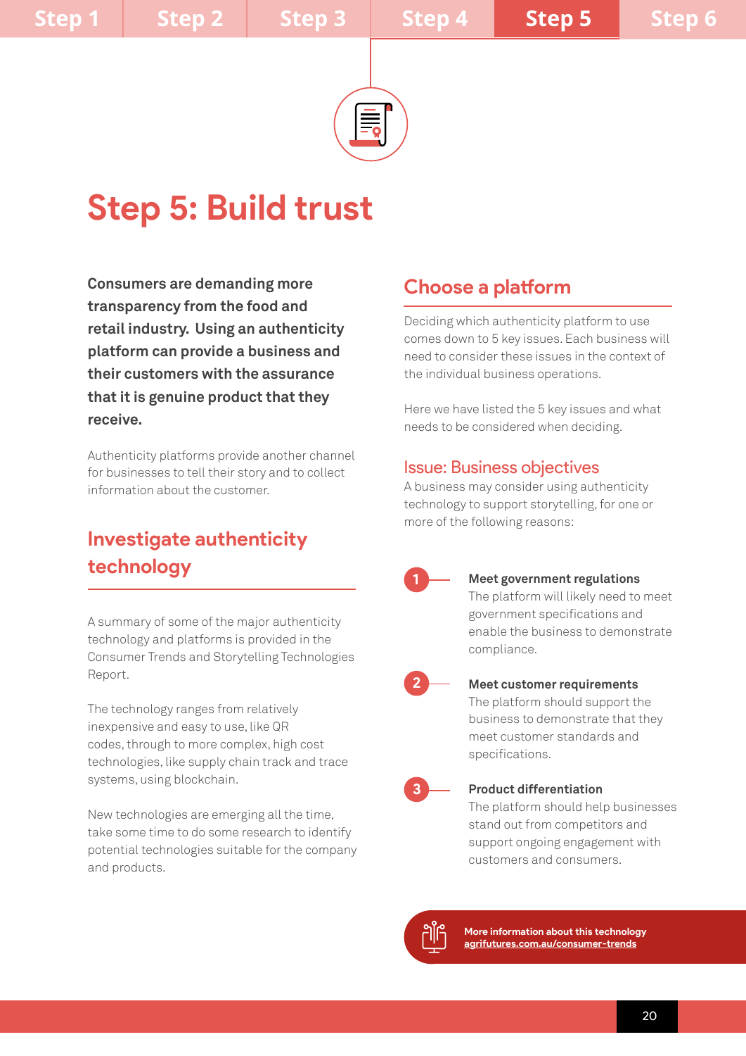# Step 5: Build trust

**Consumers are demanding more transparency from the food and retail industry. Using an authenticity platform can provide a business and their customers with the assurance that it is genuine product that they receive.**

Authenticity platforms provide another channel for businesses to tell their story and to collect information about the customer.

## Investigate authenticity technology

A summary of some of the major authenticity technology and platforms is provided in the Consumer Trends and Storytelling Technologies Report.

The technology ranges from relatively inexpensive and easy to use, like QR codes, through to more complex, high cost technologies, like supply chain track and trace systems, using blockchain.

New technologies are emerging all the time, take some time to do some research to identify potential technologies suitable for the company and products.

## Choose a platform

Deciding which authenticity platform to use comes down to 5 key issues. Each business will need to consider these issues in the context of the individual business operations.

Here we have listed the 5 key issues and what needs to be considered when deciding.

### Issue: Business objectives

A business may consider using authenticity technology to support storytelling, for one or more of the following reasons:

1. **Meet government regulations**
   The platform will likely need to meet government specifications and enable the business to demonstrate compliance.

2. **Meet customer requirements**
   The platform should support the business to demonstrate that they meet customer standards and specifications.

3. **Product differentiation**
   The platform should help businesses stand out from competitors and support ongoing engagement with customers and consumers.

**More information about this technology**
agrifutures.com.au/consumer-trends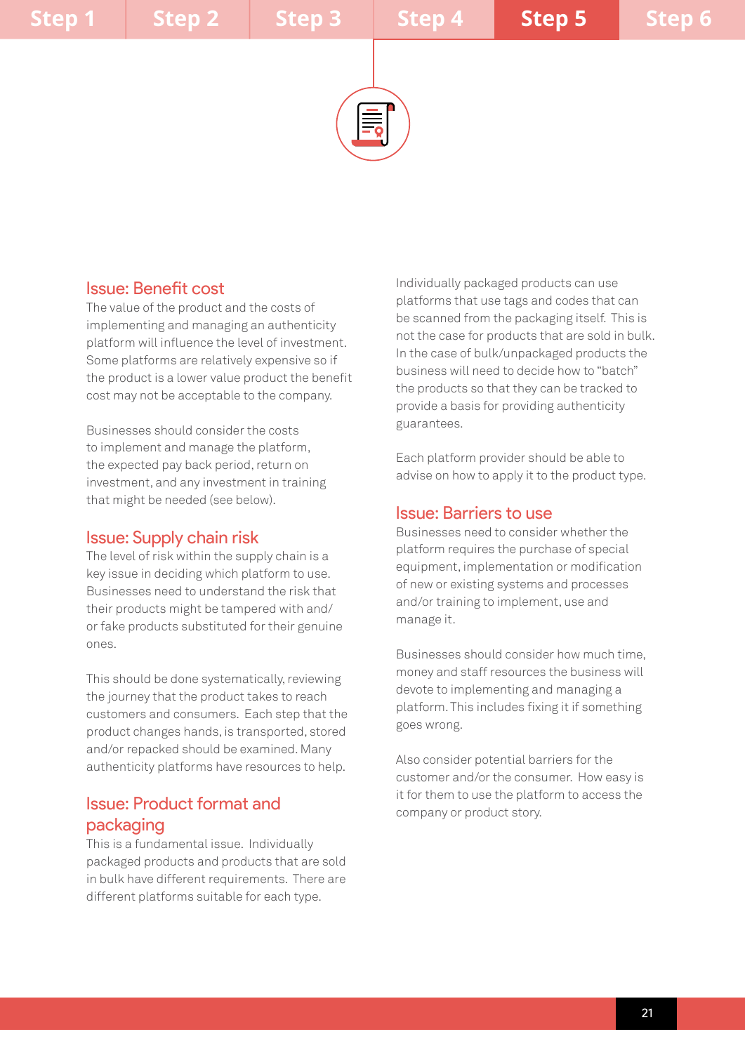## Issue: Benefit cost

The value of the product and the costs of implementing and managing an authenticity platform will influence the level of investment. Some platforms are relatively expensive so if the product is a lower value product the benefit cost may not be acceptable to the company.

Businesses should consider the costs to implement and manage the platform, the expected pay back period, return on investment, and any investment in training that might be needed (see below).

## Issue: Supply chain risk

The level of risk within the supply chain is a key issue in deciding which platform to use. Businesses need to understand the risk that their products might be tampered with and/or fake products substituted for their genuine ones.

This should be done systematically, reviewing the journey that the product takes to reach customers and consumers. Each step that the product changes hands, is transported, stored and/or repacked should be examined. Many authenticity platforms have resources to help.

## Issue: Product format and packaging

This is a fundamental issue. Individually packaged products and products that are sold in bulk have different requirements. There are different platforms suitable for each type.

Individually packaged products can use platforms that use tags and codes that can be scanned from the packaging itself. This is not the case for products that are sold in bulk. In the case of bulk/unpackaged products the business will need to decide how to "batch" the products so that they can be tracked to provide a basis for providing authenticity guarantees.

Each platform provider should be able to advise on how to apply it to the product type.

## Issue: Barriers to use

Businesses need to consider whether the platform requires the purchase of special equipment, implementation or modification of new or existing systems and processes and/or training to implement, use and manage it.

Businesses should consider how much time, money and staff resources the business will devote to implementing and managing a platform. This includes fixing it if something goes wrong.

Also consider potential barriers for the customer and/or the consumer. How easy is it for them to use the platform to access the company or product story.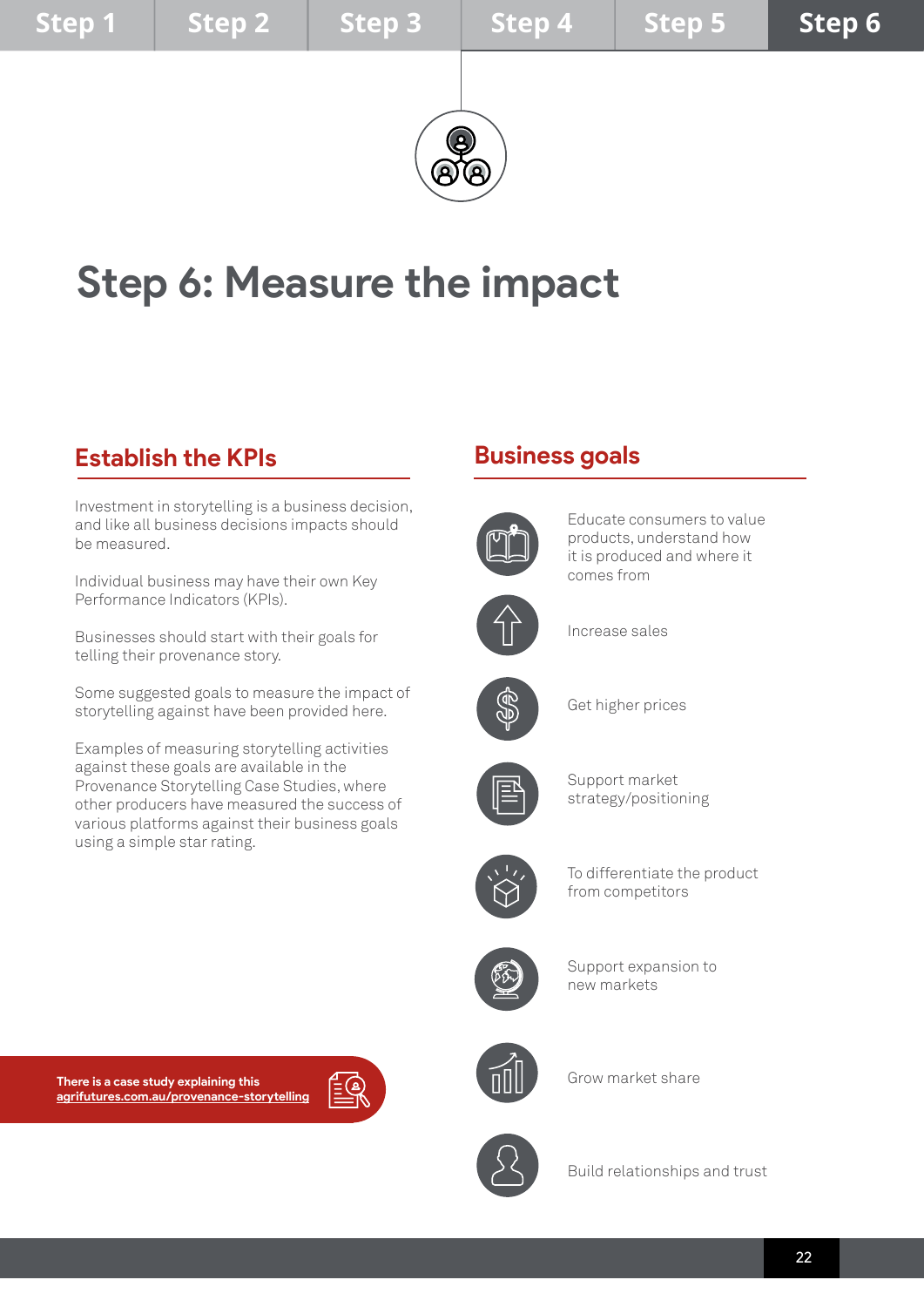# Step 6: Measure the impact

## Establish the KPIs

Investment in storytelling is a business decision, and like all business decisions impacts should be measured.

Individual business may have their own Key Performance Indicators (KPIs).

Businesses should start with their goals for telling their provenance story.

Some suggested goals to measure the impact of storytelling against have been provided here.

Examples of measuring storytelling activities against these goals are available in the Provenance Storytelling Case Studies, where other producers have measured the success of various platforms against their business goals using a simple star rating.

**There is a case study explaining this**
**agrifutures.com.au/provenance-storytelling**

## Business goals

- Educate consumers to value products, understand how it is produced and where it comes from
- Increase sales
- Get higher prices
- Support market strategy/positioning
- To differentiate the product from competitors
- Support expansion to new markets
- Grow market share
- Build relationships and trust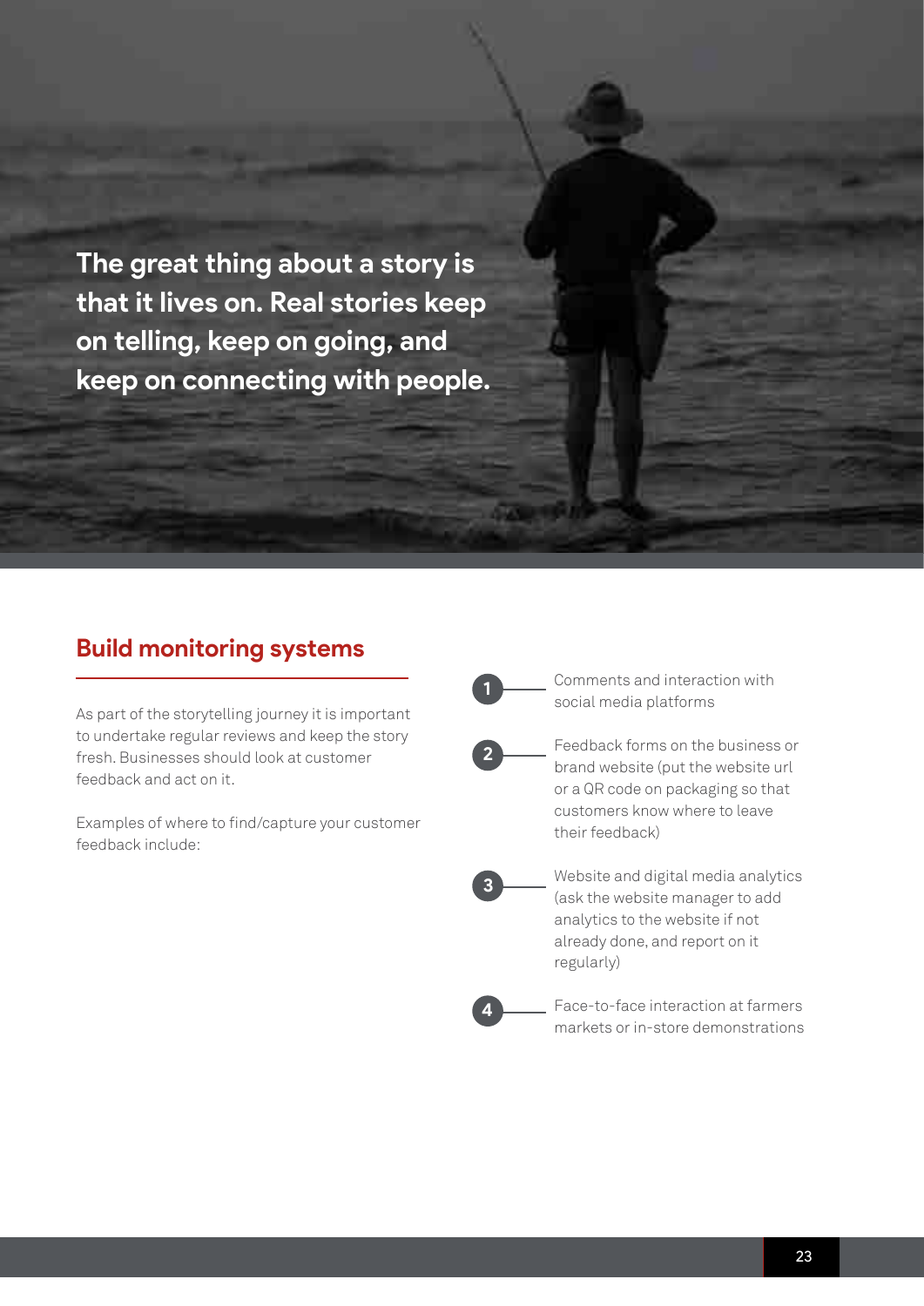**The great thing about a story is that it lives on. Real stories keep on telling, keep on going, and keep on connecting with people.**

## Build monitoring systems

As part of the storytelling journey it is important to undertake regular reviews and keep the story fresh. Businesses should look at customer feedback and act on it.

Examples of where to find/capture your customer feedback include:

1. Comments and interaction with social media platforms
2. Feedback forms on the business or brand website (put the website url or a QR code on packaging so that customers know where to leave their feedback)
3. Website and digital media analytics (ask the website manager to add analytics to the website if not already done, and report on it regularly)
4. Face-to-face interaction at farmers markets or in-store demonstrations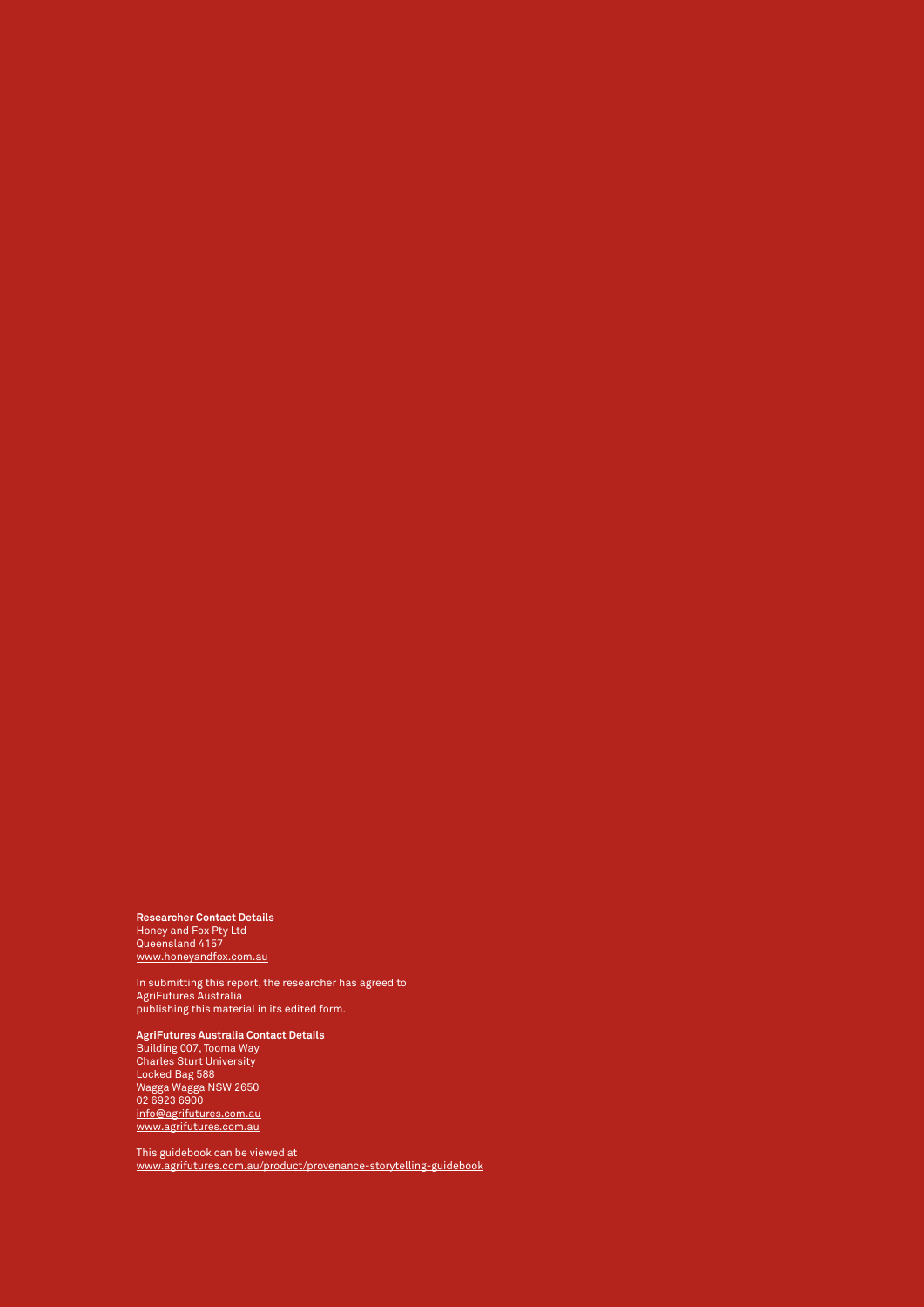**Researcher Contact Details**
Honey and Fox Pty Ltd
Queensland 4157
www.honeyandfox.com.au

In submitting this report, the researcher has agreed to AgriFutures Australia publishing this material in its edited form.

**AgriFutures Australia Contact Details**
Building 007, Tooma Way
Charles Sturt University
Locked Bag 588
Wagga Wagga NSW 2650
02 6923 6900
info@agrifutures.com.au
www.agrifutures.com.au

This guidebook can be viewed at
www.agrifutures.com.au/product/provenance-storytelling-guidebook